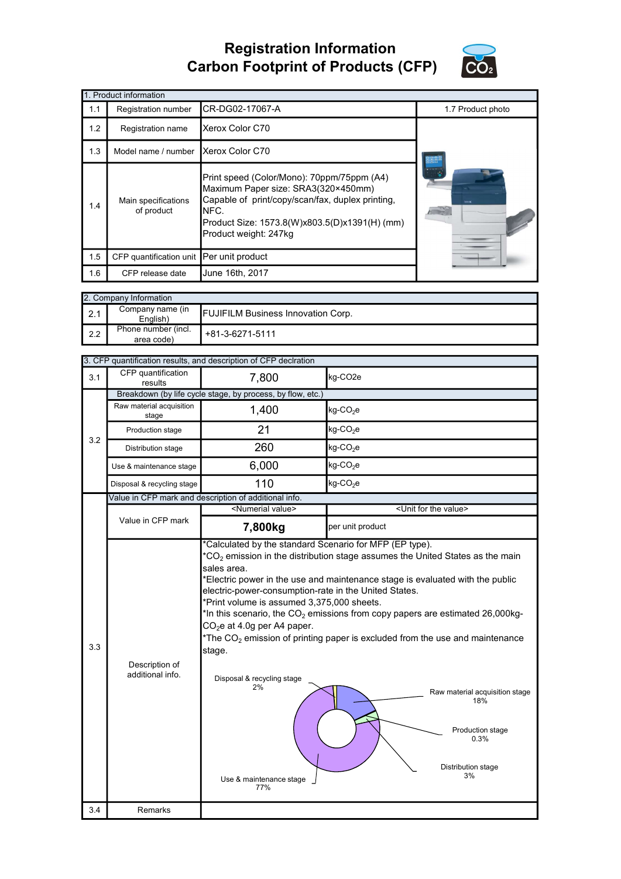# Registration Information
# Carbon Footprint of Products (CFP)

| | | | |
|---|---|---|---|
| 1. Product information | | | |
| 1.1 | Registration number | CR-DG02-17067-A | 1.7 Product photo |
| 1.2 | Registration name | Xerox Color C70 | |
| 1.3 | Model name / number | Xerox Color C70 | |
| 1.4 | Main specifications of product | Print speed (Color/Mono): 70ppm/75ppm (A4)<br>Maximum Paper size: SRA3(320×450mm)<br>Capable of print/copy/scan/fax, duplex printing, NFC.<br>Product Size: 1573.8(W)x803.5(D)x1391(H) (mm)<br>Product weight: 247kg | |
| 1.5 | CFP quantification unit | Per unit product | |
| 1.6 | CFP release date | June 16th, 2017 | |

| | | |
|---|---|---|
| 2. Company Information | | |
| 2.1 | Company name (in English) | FUJIFILM Business Innovation Corp. |
| 2.2 | Phone number (incl. area code) | +81-3-6271-5111 |

| | | | |
|---|---|---|---|
| 3. CFP quantification results, and description of CFP declration | | | |
| 3.1 | CFP quantification results | 7,800 | kg-CO2e |
| 3.2 | Breakdown (by life cycle stage, by process, by flow, etc.) | | |
| | Raw material acquisition stage | 1,400 | kg-$CO_2$e |
| | Production stage | 21 | kg-$CO_2$e |
| | Distribution stage | 260 | kg-$CO_2$e |
| | Use & maintenance stage | 6,000 | kg-$CO_2$e |
| | Disposal & recycling stage | 110 | kg-$CO_2$e |
| 3.3 | Value in CFP mark and description of additional info. | | |
| | Value in CFP mark | <Numerial value> | <Unit for the value> |
| | | **7,800kg** | per unit product |
| | Description of additional info. | *Calculated by the standard Scenario for MFP (EP type).<br>*$CO_2$ emission in the distribution stage assumes the United States as the main sales area.<br>*Electric power in the use and maintenance stage is evaluated with the public electric-power-consumption-rate in the United States.<br>*Print volume is assumed 3,375,000 sheets.<br>*In this scenario, the $CO_2$ emissions from copy papers are estimated 26,000kg-$CO_2$e at 4.0g per A4 paper.<br>*The $CO_2$ emission of printing paper is excluded from the use and maintenance stage. | |
| 3.4 | Remarks | | |

Disposal & recycling stage
2%

Raw material acquisition stage
18%

Production stage
0.3%

Distribution stage
3%

Use & maintenance stage
77%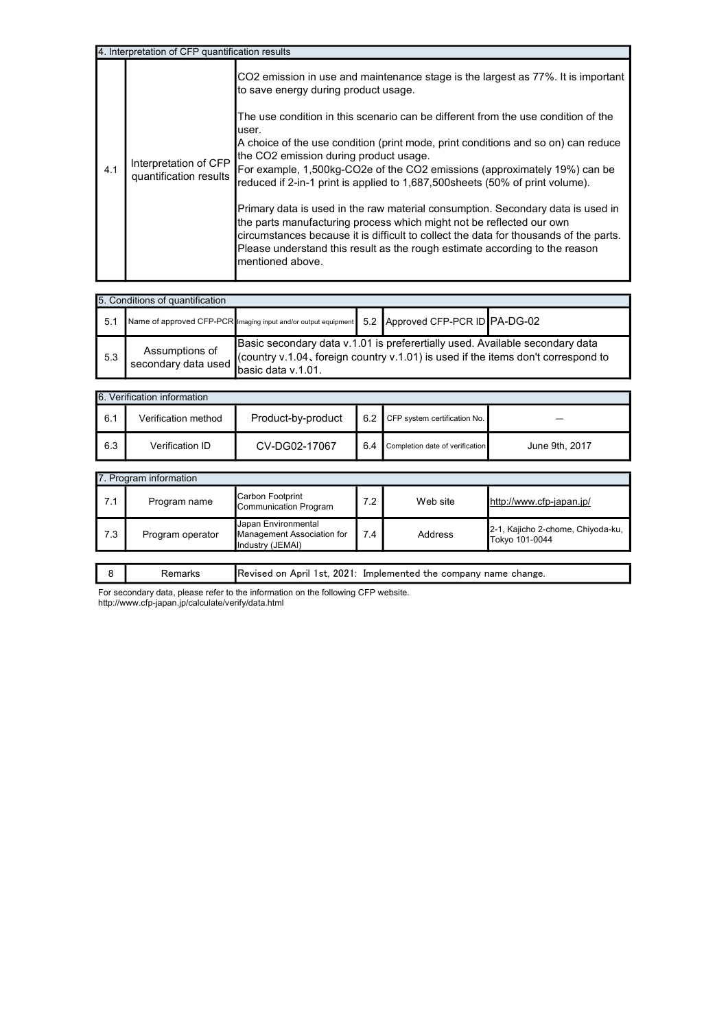| 4. Interpretation of CFP quantification results | | |
|---|---|---|
| 4.1 | Interpretation of CFP quantification results | $CO_2$ emission in use and maintenance stage is the largest as 77%. It is important to save energy during product usage.<br><br>The use condition in this scenario can be different from the use condition of the user.<br>A choice of the use condition (print mode, print conditions and so on) can reduce the $CO_2$ emission during product usage.<br>For example, 1,500kg-$CO_2$e of the $CO_2$ emissions (approximately 19%) can be reduced if 2-in-1 print is applied to 1,687,500sheets (50% of print volume).<br><br>Primary data is used in the raw material consumption. Secondary data is used in the parts manufacturing process which might not be reflected our own circumstances because it is difficult to collect the data for thousands of the parts. Please understand this result as the rough estimate according to the reason mentioned above. |

| 5. Conditions of quantification | | | | | |
|---|---|---|---|---|---|
| 5.1 | Name of approved CFP-PCR | Imaging input and/or output equipment | 5.2 | Approved CFP-PCR ID | PA-DG-02 |
| 5.3 | Assumptions of secondary data used | Basic secondary data v.1.01 is preferertially used. Available secondary data (country v.1.04、foreign country v.1.01) is used if the items don't correspond to basic data v.1.01. | | | |

| 6. Verification information | | | | | |
|---|---|---|---|---|---|
| 6.1 | Verification method | Product-by-product | 6.2 | CFP system certification No. | — |
| 6.3 | Verification ID | CV-DG02-17067 | 6.4 | Completion date of verification | June 9th, 2017 |

| 7. Program information | | | | | |
|---|---|---|---|---|---|
| 7.1 | Program name | Carbon Footprint Communication Program | 7.2 | Web site | http://www.cfp-japan.jp/ |
| 7.3 | Program operator | Japan Environmental Management Association for Industry (JEMAI) | 7.4 | Address | 2-1, Kajicho 2-chome, Chiyoda-ku, Tokyo 101-0044 |

| | | |
|---|---|---|
| 8 | Remarks | Revised on April 1st, 2021: Implemented the company name change. |

For secondary data, please refer to the information on the following CFP website.
http://www.cfp-japan.jp/calculate/verify/data.html